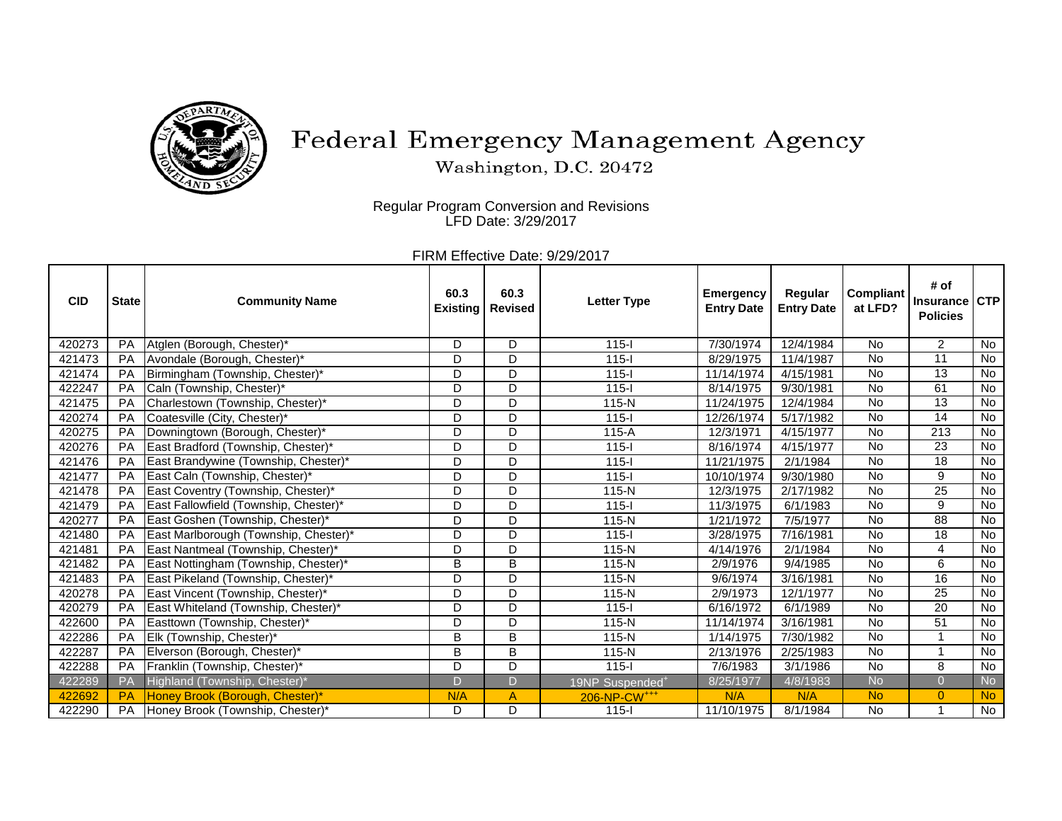# Federal Emergency Management Agency

Washington, D.C. 20472

Regular Program Conversion and Revisions
LFD Date: 3/29/2017

FIRM Effective Date: 9/29/2017

| CID | State | Community Name | 60.3 Existing | 60.3 Revised | Letter Type | Emergency Entry Date | Regular Entry Date | Compliant at LFD? | # of Insurance Policies | CTP |
|---|---|---|---|---|---|---|---|---|---|---|
| 420273 | PA | Atglen (Borough, Chester)* | D | D | 115-I | 7/30/1974 | 12/4/1984 | No | 2 | No |
| 421473 | PA | Avondale (Borough, Chester)* | D | D | 115-I | 8/29/1975 | 11/4/1987 | No | 11 | No |
| 421474 | PA | Birmingham (Township, Chester)* | D | D | 115-I | 11/14/1974 | 4/15/1981 | No | 13 | No |
| 422247 | PA | Caln (Township, Chester)* | D | D | 115-I | 8/14/1975 | 9/30/1981 | No | 61 | No |
| 421475 | PA | Charlestown (Township, Chester)* | D | D | 115-N | 11/24/1975 | 12/4/1984 | No | 13 | No |
| 420274 | PA | Coatesville (City, Chester)* | D | D | 115-I | 12/26/1974 | 5/17/1982 | No | 14 | No |
| 420275 | PA | Downingtown (Borough, Chester)* | D | D | 115-A | 12/3/1971 | 4/15/1977 | No | 213 | No |
| 420276 | PA | East Bradford (Township, Chester)* | D | D | 115-I | 8/16/1974 | 4/15/1977 | No | 23 | No |
| 421476 | PA | East Brandywine (Township, Chester)* | D | D | 115-I | 11/21/1975 | 2/1/1984 | No | 18 | No |
| 421477 | PA | East Caln (Township, Chester)* | D | D | 115-I | 10/10/1974 | 9/30/1980 | No | 9 | No |
| 421478 | PA | East Coventry (Township, Chester)* | D | D | 115-N | 12/3/1975 | 2/17/1982 | No | 25 | No |
| 421479 | PA | East Fallowfield (Township, Chester)* | D | D | 115-I | 11/3/1975 | 6/1/1983 | No | 9 | No |
| 420277 | PA | East Goshen (Township, Chester)* | D | D | 115-N | 1/21/1972 | 7/5/1977 | No | 88 | No |
| 421480 | PA | East Marlborough (Township, Chester)* | D | D | 115-I | 3/28/1975 | 7/16/1981 | No | 18 | No |
| 421481 | PA | East Nantmeal (Township, Chester)* | D | D | 115-N | 4/14/1976 | 2/1/1984 | No | 4 | No |
| 421482 | PA | East Nottingham (Township, Chester)* | B | B | 115-N | 2/9/1976 | 9/4/1985 | No | 6 | No |
| 421483 | PA | East Pikeland (Township, Chester)* | D | D | 115-N | 9/6/1974 | 3/16/1981 | No | 16 | No |
| 420278 | PA | East Vincent (Township, Chester)* | D | D | 115-N | 2/9/1973 | 12/1/1977 | No | 25 | No |
| 420279 | PA | East Whiteland (Township, Chester)* | D | D | 115-I | 6/16/1972 | 6/1/1989 | No | 20 | No |
| 422600 | PA | Easttown (Township, Chester)* | D | D | 115-N | 11/14/1974 | 3/16/1981 | No | 51 | No |
| 422286 | PA | Elk (Township, Chester)* | B | B | 115-N | 1/14/1975 | 7/30/1982 | No | 1 | No |
| 422287 | PA | Elverson (Borough, Chester)* | B | B | 115-N | 2/13/1976 | 2/25/1983 | No | 1 | No |
| 422288 | PA | Franklin (Township, Chester)* | D | D | 115-I | 7/6/1983 | 3/1/1986 | No | 8 | No |
| 422289 | PA | Highland (Township, Chester)* | D | D | 19NP Suspended[+] | 8/25/1977 | 4/8/1983 | No | 0 | No |
| 422692 | PA | Honey Brook (Borough, Chester)* | N/A | A | 206-NP-CW[+++] | N/A | N/A | No | 0 | No |
| 422290 | PA | Honey Brook (Township, Chester)* | D | D | 115-I | 11/10/1975 | 8/1/1984 | No | 1 | No |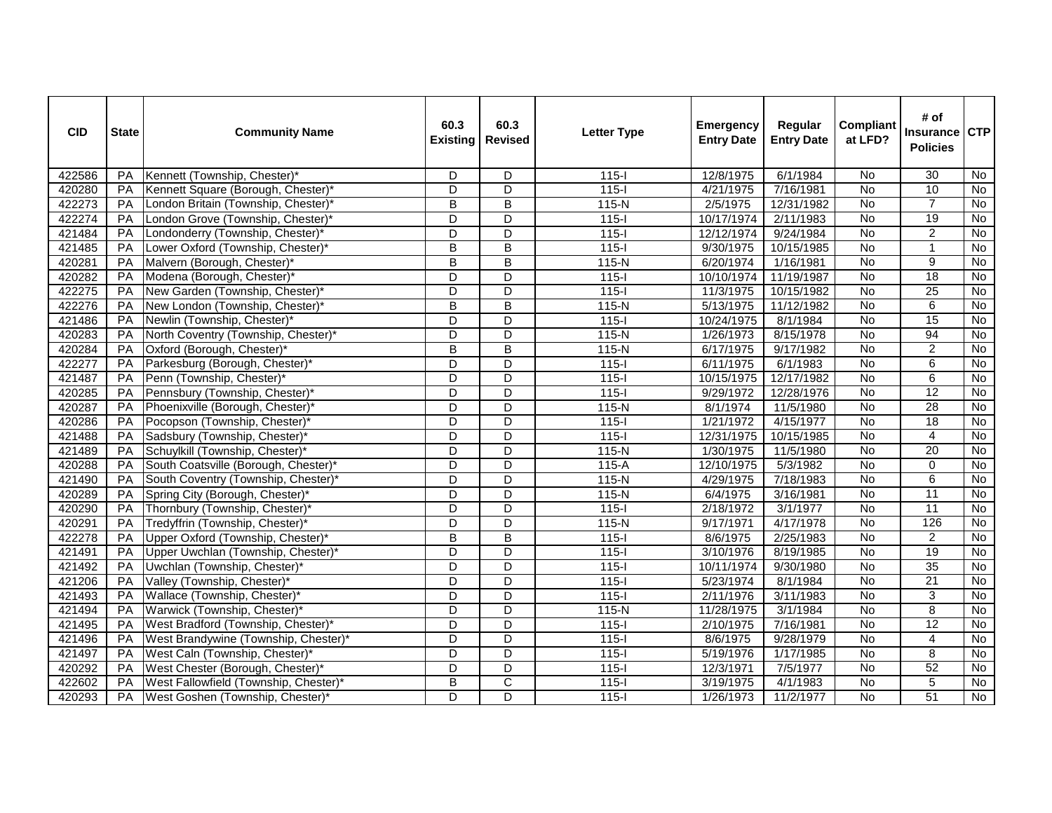| CID | State | Community Name | 60.3 Existing | 60.3 Revised | Letter Type | Emergency Entry Date | Regular Entry Date | Compliant at LFD? | # of Insurance Policies | CTP |
|---|---|---|---|---|---|---|---|---|---|---|
| 422586 | PA | Kennett (Township, Chester)* | D | D | 115-I | 12/8/1975 | 6/1/1984 | No | 30 | No |
| 420280 | PA | Kennett Square (Borough, Chester)* | D | D | 115-I | 4/21/1975 | 7/16/1981 | No | 10 | No |
| 422273 | PA | London Britain (Township, Chester)* | B | B | 115-N | 2/5/1975 | 12/31/1982 | No | 7 | No |
| 422274 | PA | London Grove (Township, Chester)* | D | D | 115-I | 10/17/1974 | 2/11/1983 | No | 19 | No |
| 421484 | PA | Londonderry (Township, Chester)* | D | D | 115-I | 12/12/1974 | 9/24/1984 | No | 2 | No |
| 421485 | PA | Lower Oxford (Township, Chester)* | B | B | 115-I | 9/30/1975 | 10/15/1985 | No | 1 | No |
| 420281 | PA | Malvern (Borough, Chester)* | B | B | 115-N | 6/20/1974 | 1/16/1981 | No | 9 | No |
| 420282 | PA | Modena (Borough, Chester)* | D | D | 115-I | 10/10/1974 | 11/19/1987 | No | 18 | No |
| 422275 | PA | New Garden (Township, Chester)* | D | D | 115-I | 11/3/1975 | 10/15/1982 | No | 25 | No |
| 422276 | PA | New London (Township, Chester)* | B | B | 115-N | 5/13/1975 | 11/12/1982 | No | 6 | No |
| 421486 | PA | Newlin (Township, Chester)* | D | D | 115-I | 10/24/1975 | 8/1/1984 | No | 15 | No |
| 420283 | PA | North Coventry (Township, Chester)* | D | D | 115-N | 1/26/1973 | 8/15/1978 | No | 94 | No |
| 420284 | PA | Oxford (Borough, Chester)* | B | B | 115-N | 6/17/1975 | 9/17/1982 | No | 2 | No |
| 422277 | PA | Parkesburg (Borough, Chester)* | D | D | 115-I | 6/11/1975 | 6/1/1983 | No | 6 | No |
| 421487 | PA | Penn (Township, Chester)* | D | D | 115-I | 10/15/1975 | 12/17/1982 | No | 6 | No |
| 420285 | PA | Pennsbury (Township, Chester)* | D | D | 115-I | 9/29/1972 | 12/28/1976 | No | 12 | No |
| 420287 | PA | Phoenixville (Borough, Chester)* | D | D | 115-N | 8/1/1974 | 11/5/1980 | No | 28 | No |
| 420286 | PA | Pocopson (Township, Chester)* | D | D | 115-I | 1/21/1972 | 4/15/1977 | No | 18 | No |
| 421488 | PA | Sadsbury (Township, Chester)* | D | D | 115-I | 12/31/1975 | 10/15/1985 | No | 4 | No |
| 421489 | PA | Schuylkill (Township, Chester)* | D | D | 115-N | 1/30/1975 | 11/5/1980 | No | 20 | No |
| 420288 | PA | South Coatsville (Borough, Chester)* | D | D | 115-A | 12/10/1975 | 5/3/1982 | No | 0 | No |
| 421490 | PA | South Coventry (Township, Chester)* | D | D | 115-N | 4/29/1975 | 7/18/1983 | No | 6 | No |
| 420289 | PA | Spring City (Borough, Chester)* | D | D | 115-N | 6/4/1975 | 3/16/1981 | No | 11 | No |
| 420290 | PA | Thornbury (Township, Chester)* | D | D | 115-I | 2/18/1972 | 3/1/1977 | No | 11 | No |
| 420291 | PA | Tredyffrin (Township, Chester)* | D | D | 115-N | 9/17/1971 | 4/17/1978 | No | 126 | No |
| 422278 | PA | Upper Oxford (Township, Chester)* | B | B | 115-I | 8/6/1975 | 2/25/1983 | No | 2 | No |
| 421491 | PA | Upper Uwchlan (Township, Chester)* | D | D | 115-I | 3/10/1976 | 8/19/1985 | No | 19 | No |
| 421492 | PA | Uwchlan (Township, Chester)* | D | D | 115-I | 10/11/1974 | 9/30/1980 | No | 35 | No |
| 421206 | PA | Valley (Township, Chester)* | D | D | 115-I | 5/23/1974 | 8/1/1984 | No | 21 | No |
| 421493 | PA | Wallace (Township, Chester)* | D | D | 115-I | 2/11/1976 | 3/11/1983 | No | 3 | No |
| 421494 | PA | Warwick (Township, Chester)* | D | D | 115-N | 11/28/1975 | 3/1/1984 | No | 8 | No |
| 421495 | PA | West Bradford (Township, Chester)* | D | D | 115-I | 2/10/1975 | 7/16/1981 | No | 12 | No |
| 421496 | PA | West Brandywine (Township, Chester)* | D | D | 115-I | 8/6/1975 | 9/28/1979 | No | 4 | No |
| 421497 | PA | West Caln (Township, Chester)* | D | D | 115-I | 5/19/1976 | 1/17/1985 | No | 8 | No |
| 420292 | PA | West Chester (Borough, Chester)* | D | D | 115-I | 12/3/1971 | 7/5/1977 | No | 52 | No |
| 422602 | PA | West Fallowfield (Township, Chester)* | B | C | 115-I | 3/19/1975 | 4/1/1983 | No | 5 | No |
| 420293 | PA | West Goshen (Township, Chester)* | D | D | 115-I | 1/26/1973 | 11/2/1977 | No | 51 | No |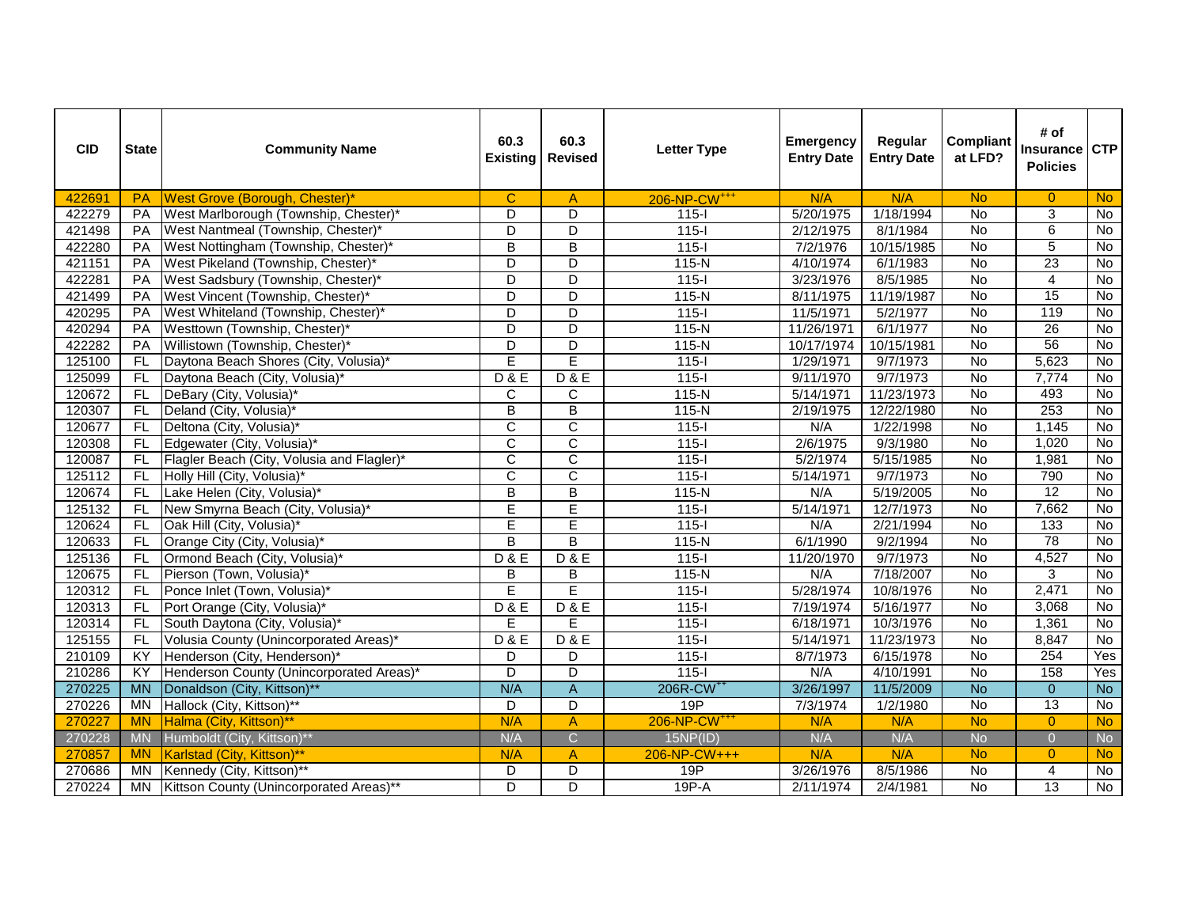| CID | State | Community Name | 60.3 Existing | 60.3 Revised | Letter Type | Emergency Entry Date | Regular Entry Date | Compliant at LFD? | # of Insurance Policies | CTP |
|---|---|---|---|---|---|---|---|---|---|---|
| 422691 | PA | West Grove (Borough, Chester)* | C | A | 206-NP-CW+++ | N/A | N/A | No | 0 | No |
| 422279 | PA | West Marlborough (Township, Chester)* | D | D | 115-I | 5/20/1975 | 1/18/1994 | No | 3 | No |
| 421498 | PA | West Nantmeal (Township, Chester)* | D | D | 115-I | 2/12/1975 | 8/1/1984 | No | 6 | No |
| 422280 | PA | West Nottingham (Township, Chester)* | B | B | 115-I | 7/2/1976 | 10/15/1985 | No | 5 | No |
| 421151 | PA | West Pikeland (Township, Chester)* | D | D | 115-N | 4/10/1974 | 6/1/1983 | No | 23 | No |
| 422281 | PA | West Sadsbury (Township, Chester)* | D | D | 115-I | 3/23/1976 | 8/5/1985 | No | 4 | No |
| 421499 | PA | West Vincent (Township, Chester)* | D | D | 115-N | 8/11/1975 | 11/19/1987 | No | 15 | No |
| 420295 | PA | West Whiteland (Township, Chester)* | D | D | 115-I | 11/5/1971 | 5/2/1977 | No | 119 | No |
| 420294 | PA | Westtown (Township, Chester)* | D | D | 115-N | 11/26/1971 | 6/1/1977 | No | 26 | No |
| 422282 | PA | Willistown (Township, Chester)* | D | D | 115-N | 10/17/1974 | 10/15/1981 | No | 56 | No |
| 125100 | FL | Daytona Beach Shores (City, Volusia)* | E | E | 115-I | 1/29/1971 | 9/7/1973 | No | 5,623 | No |
| 125099 | FL | Daytona Beach (City, Volusia)* | D & E | D & E | 115-I | 9/11/1970 | 9/7/1973 | No | 7,774 | No |
| 120672 | FL | DeBary (City, Volusia)* | C | C | 115-N | 5/14/1971 | 11/23/1973 | No | 493 | No |
| 120307 | FL | Deland (City, Volusia)* | B | B | 115-N | 2/19/1975 | 12/22/1980 | No | 253 | No |
| 120677 | FL | Deltona (City, Volusia)* | C | C | 115-I | N/A | 1/22/1998 | No | 1,145 | No |
| 120308 | FL | Edgewater (City, Volusia)* | C | C | 115-I | 2/6/1975 | 9/3/1980 | No | 1,020 | No |
| 120087 | FL | Flagler Beach (City, Volusia and Flagler)* | C | C | 115-I | 5/2/1974 | 5/15/1985 | No | 1,981 | No |
| 125112 | FL | Holly Hill (City, Volusia)* | C | C | 115-I | 5/14/1971 | 9/7/1973 | No | 790 | No |
| 120674 | FL | Lake Helen (City, Volusia)* | B | B | 115-N | N/A | 5/19/2005 | No | 12 | No |
| 125132 | FL | New Smyrna Beach (City, Volusia)* | E | E | 115-I | 5/14/1971 | 12/7/1973 | No | 7,662 | No |
| 120624 | FL | Oak Hill (City, Volusia)* | E | E | 115-I | N/A | 2/21/1994 | No | 133 | No |
| 120633 | FL | Orange City (City, Volusia)* | B | B | 115-N | 6/1/1990 | 9/2/1994 | No | 78 | No |
| 125136 | FL | Ormond Beach (City, Volusia)* | D & E | D & E | 115-I | 11/20/1970 | 9/7/1973 | No | 4,527 | No |
| 120675 | FL | Pierson (Town, Volusia)* | B | B | 115-N | N/A | 7/18/2007 | No | 3 | No |
| 120312 | FL | Ponce Inlet (Town, Volusia)* | E | E | 115-I | 5/28/1974 | 10/8/1976 | No | 2,471 | No |
| 120313 | FL | Port Orange (City, Volusia)* | D & E | D & E | 115-I | 7/19/1974 | 5/16/1977 | No | 3,068 | No |
| 120314 | FL | South Daytona (City, Volusia)* | E | E | 115-I | 6/18/1971 | 10/3/1976 | No | 1,361 | No |
| 125155 | FL | Volusia County (Unincorporated Areas)* | D & E | D & E | 115-I | 5/14/1971 | 11/23/1973 | No | 8,847 | No |
| 210109 | KY | Henderson (City, Henderson)* | D | D | 115-I | 8/7/1973 | 6/15/1978 | No | 254 | Yes |
| 210286 | KY | Henderson County (Unincorporated Areas)* | D | D | 115-I | N/A | 4/10/1991 | No | 158 | Yes |
| 270225 | MN | Donaldson (City, Kittson)** | N/A | A | 206R-CW++ | 3/26/1997 | 11/5/2009 | No | 0 | No |
| 270226 | MN | Hallock (City, Kittson)** | D | D | 19P | 7/3/1974 | 1/2/1980 | No | 13 | No |
| 270227 | MN | Halma (City, Kittson)** | N/A | A | 206-NP-CW+++ | N/A | N/A | No | 0 | No |
| 270228 | MN | Humboldt (City, Kittson)** | N/A | C | 15NP(ID) | N/A | N/A | No | 0 | No |
| 270857 | MN | Karlstad (City, Kittson)** | N/A | A | 206-NP-CW+++ | N/A | N/A | No | 0 | No |
| 270686 | MN | Kennedy (City, Kittson)** | D | D | 19P | 3/26/1976 | 8/5/1986 | No | 4 | No |
| 270224 | MN | Kittson County (Unincorporated Areas)** | D | D | 19P-A | 2/11/1974 | 2/4/1981 | No | 13 | No |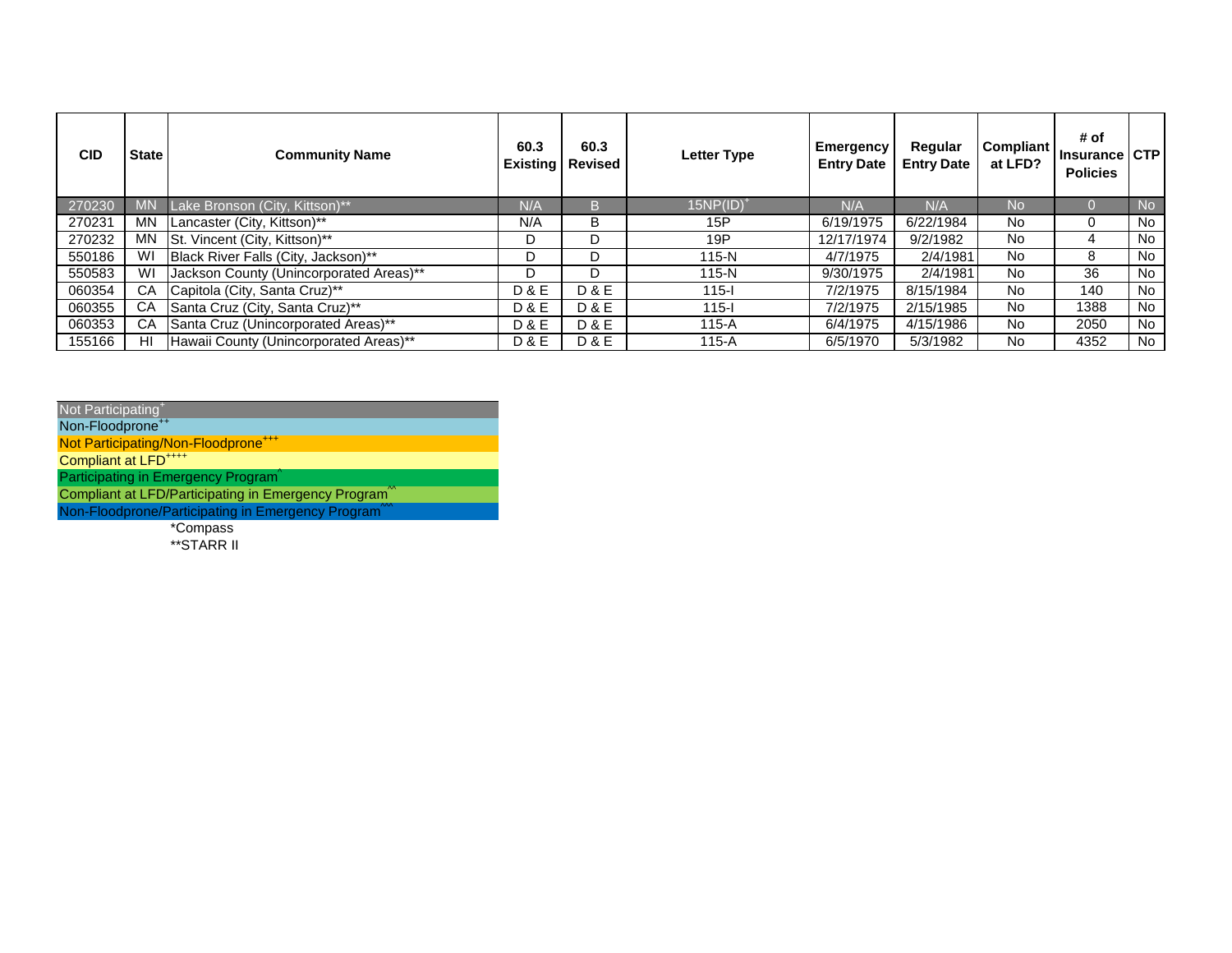| CID | State | Community Name | 60.3 Existing | 60.3 Revised | Letter Type | Emergency Entry Date | Regular Entry Date | Compliant at LFD? | # of Insurance Policies | CTP |
|---|---|---|---|---|---|---|---|---|---|---|
| 270230 | MN | Lake Bronson (City, Kittson)** | N/A | B | 15NP(ID)+ | N/A | N/A | No | 0 | No |
| 270231 | MN | Lancaster (City, Kittson)** | N/A | B | 15P | 6/19/1975 | 6/22/1984 | No | 0 | No |
| 270232 | MN | St. Vincent (City, Kittson)** | D | D | 19P | 12/17/1974 | 9/2/1982 | No | 4 | No |
| 550186 | WI | Black River Falls (City, Jackson)** | D | D | 115-N | 4/7/1975 | 2/4/1981 | No | 8 | No |
| 550583 | WI | Jackson County (Unincorporated Areas)** | D | D | 115-N | 9/30/1975 | 2/4/1981 | No | 36 | No |
| 060354 | CA | Capitola (City, Santa Cruz)** | D & E | D & E | 115-I | 7/2/1975 | 8/15/1984 | No | 140 | No |
| 060355 | CA | Santa Cruz (City, Santa Cruz)** | D & E | D & E | 115-I | 7/2/1975 | 2/15/1985 | No | 1388 | No |
| 060353 | CA | Santa Cruz (Unincorporated Areas)** | D & E | D & E | 115-A | 6/4/1975 | 4/15/1986 | No | 2050 | No |
| 155166 | HI | Hawaii County (Unincorporated Areas)** | D & E | D & E | 115-A | 6/5/1970 | 5/3/1982 | No | 4352 | No |

Not Participating+
Non-Floodprone++
Not Participating/Non-Floodprone+++
Compliant at LFD++++
Participating in Emergency Program^
Compliant at LFD/Participating in Emergency Program^^
Non-Floodprone/Participating in Emergency Program^^^

*Compass
**STARR II